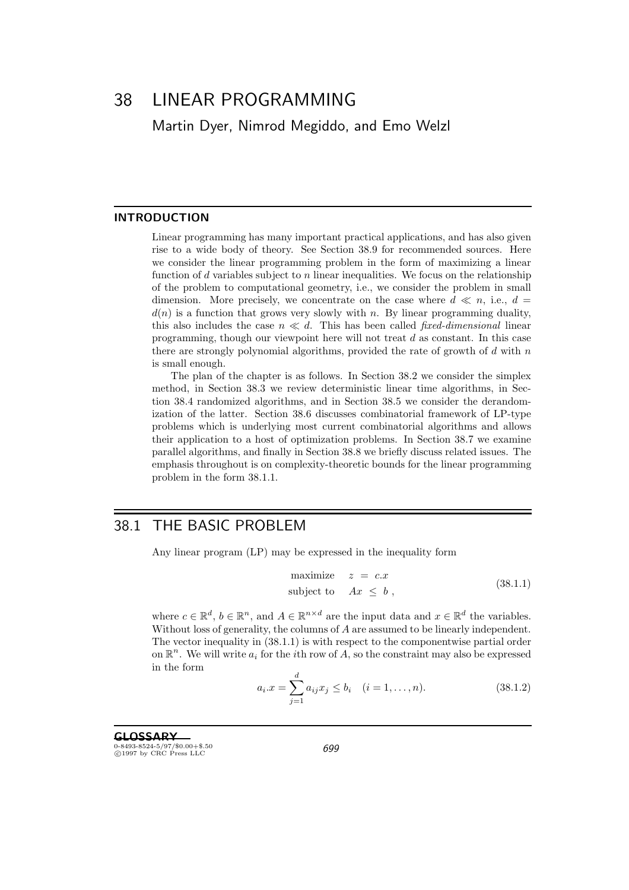# 38 LINEAR PROGRAMMING

Martin Dyer, Nimrod Megiddo, and Emo Welzl

## INTRODUCTION

Linear programming has many important practical applications, and has also given rise to a wide body of theory. See Section 38.9 for recommended sources. Here we consider the linear programming problem in the form of maximizing a linear function of $d$ variables subject to $n$ linear inequalities. We focus on the relationship of the problem to computational geometry, i.e., we consider the problem in small dimension. More precisely, we concentrate on the case where $d \ll n$, i.e., $d = d(n)$ is a function that grows very slowly with $n$. By linear programming duality, this also includes the case $n \ll d$. This has been called *fixed-dimensional* linear programming, though our viewpoint here will not treat $d$ as constant. In this case there are strongly polynomial algorithms, provided the rate of growth of $d$ with $n$ is small enough.

The plan of the chapter is as follows. In Section 38.2 we consider the simplex method, in Section 38.3 we review deterministic linear time algorithms, in Section 38.4 randomized algorithms, and in Section 38.5 we consider the derandomization of the latter. Section 38.6 discusses combinatorial framework of LP-type problems which is underlying most current combinatorial algorithms and allows their application to a host of optimization problems. In Section 38.7 we examine parallel algorithms, and finally in Section 38.8 we briefly discuss related issues. The emphasis throughout is on complexity-theoretic bounds for the linear programming problem in the form 38.1.1.

## 38.1 THE BASIC PROBLEM

Any linear program (LP) may be expressed in the inequality form

$$\begin{aligned} \text{maximize} \quad & z \ = \ c.x \\ \text{subject to} \quad & Ax \ \leq \ b \ , \end{aligned} \tag{38.1.1}$$

where $c \in \mathbb{R}^d$, $b \in \mathbb{R}^n$, and $A \in \mathbb{R}^{n \times d}$ are the input data and $x \in \mathbb{R}^d$ the variables. Without loss of generality, the columns of $A$ are assumed to be linearly independent. The vector inequality in (38.1.1) is with respect to the componentwise partial order on $\mathbb{R}^n$. We will write $a_i$ for the $i$th row of $A$, so the constraint may also be expressed in the form

$$a_i.x = \sum_{j=1}^{d} a_{ij} x_j \leq b_i \quad (i = 1, \ldots, n). \tag{38.1.2}$$

### GLOSSARY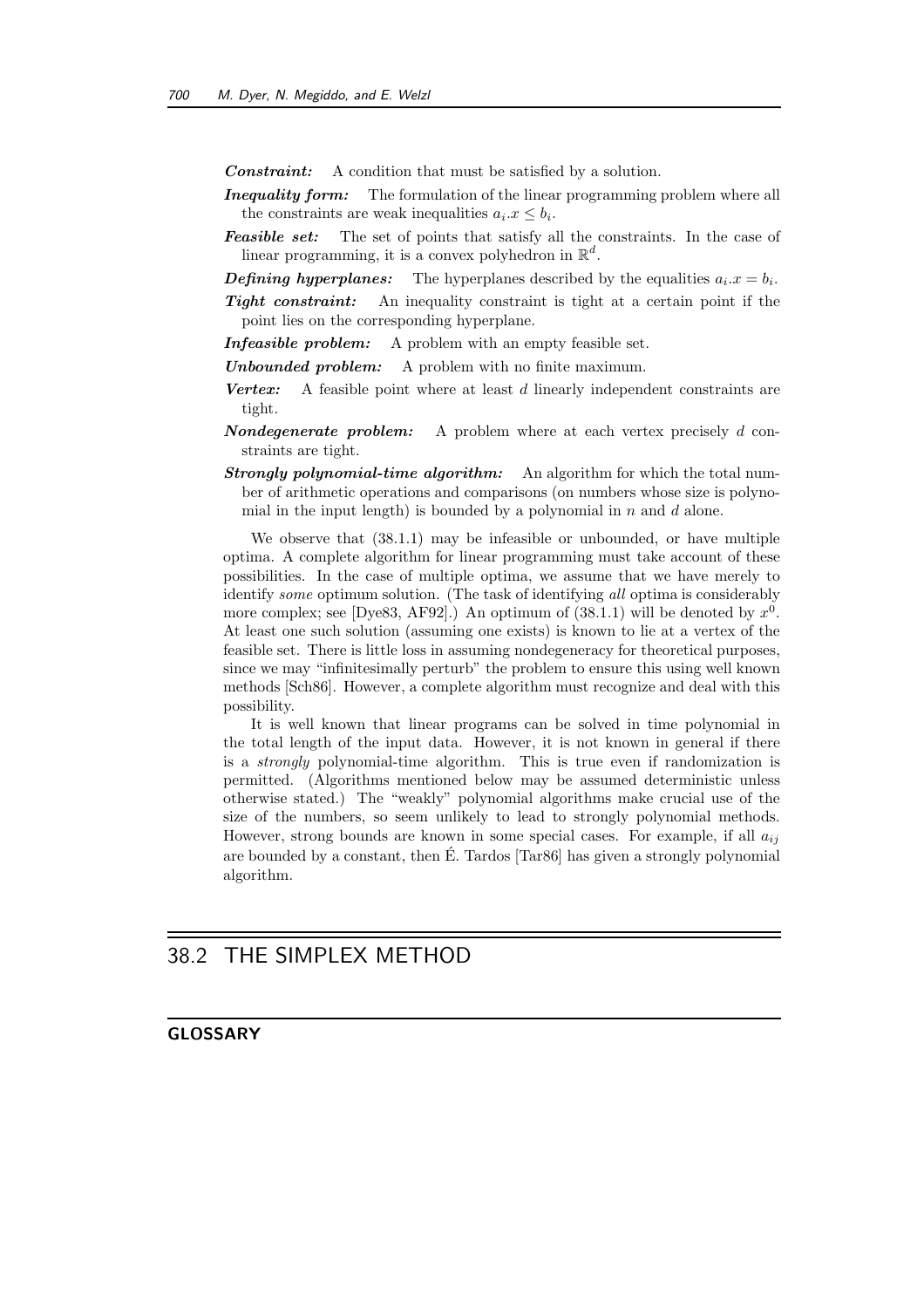***Constraint:*** A condition that must be satisfied by a solution.

***Inequality form:*** The formulation of the linear programming problem where all the constraints are weak inequalities $a_i.x \le b_i$.

***Feasible set:*** The set of points that satisfy all the constraints. In the case of linear programming, it is a convex polyhedron in $\mathbb{R}^d$.

***Defining hyperplanes:*** The hyperplanes described by the equalities $a_i.x = b_i$.

***Tight constraint:*** An inequality constraint is tight at a certain point if the point lies on the corresponding hyperplane.

***Infeasible problem:*** A problem with an empty feasible set.

***Unbounded problem:*** A problem with no finite maximum.

***Vertex:*** A feasible point where at least $d$ linearly independent constraints are tight.

***Nondegenerate problem:*** A problem where at each vertex precisely $d$ constraints are tight.

***Strongly polynomial-time algorithm:*** An algorithm for which the total number of arithmetic operations and comparisons (on numbers whose size is polynomial in the input length) is bounded by a polynomial in $n$ and $d$ alone.

We observe that (38.1.1) may be infeasible or unbounded, or have multiple optima. A complete algorithm for linear programming must take account of these possibilities. In the case of multiple optima, we assume that we have merely to identify *some* optimum solution. (The task of identifying *all* optima is considerably more complex; see [Dye83, AF92].) An optimum of (38.1.1) will be denoted by $x^0$. At least one such solution (assuming one exists) is known to lie at a vertex of the feasible set. There is little loss in assuming nondegeneracy for theoretical purposes, since we may "infinitesimally perturb" the problem to ensure this using well known methods [Sch86]. However, a complete algorithm must recognize and deal with this possibility.

It is well known that linear programs can be solved in time polynomial in the total length of the input data. However, it is not known in general if there is a *strongly* polynomial-time algorithm. This is true even if randomization is permitted. (Algorithms mentioned below may be assumed deterministic unless otherwise stated.) The "weakly" polynomial algorithms make crucial use of the size of the numbers, so seem unlikely to lead to strongly polynomial methods. However, strong bounds are known in some special cases. For example, if all $a_{ij}$ are bounded by a constant, then É. Tardos [Tar86] has given a strongly polynomial algorithm.

## 38.2 THE SIMPLEX METHOD

### GLOSSARY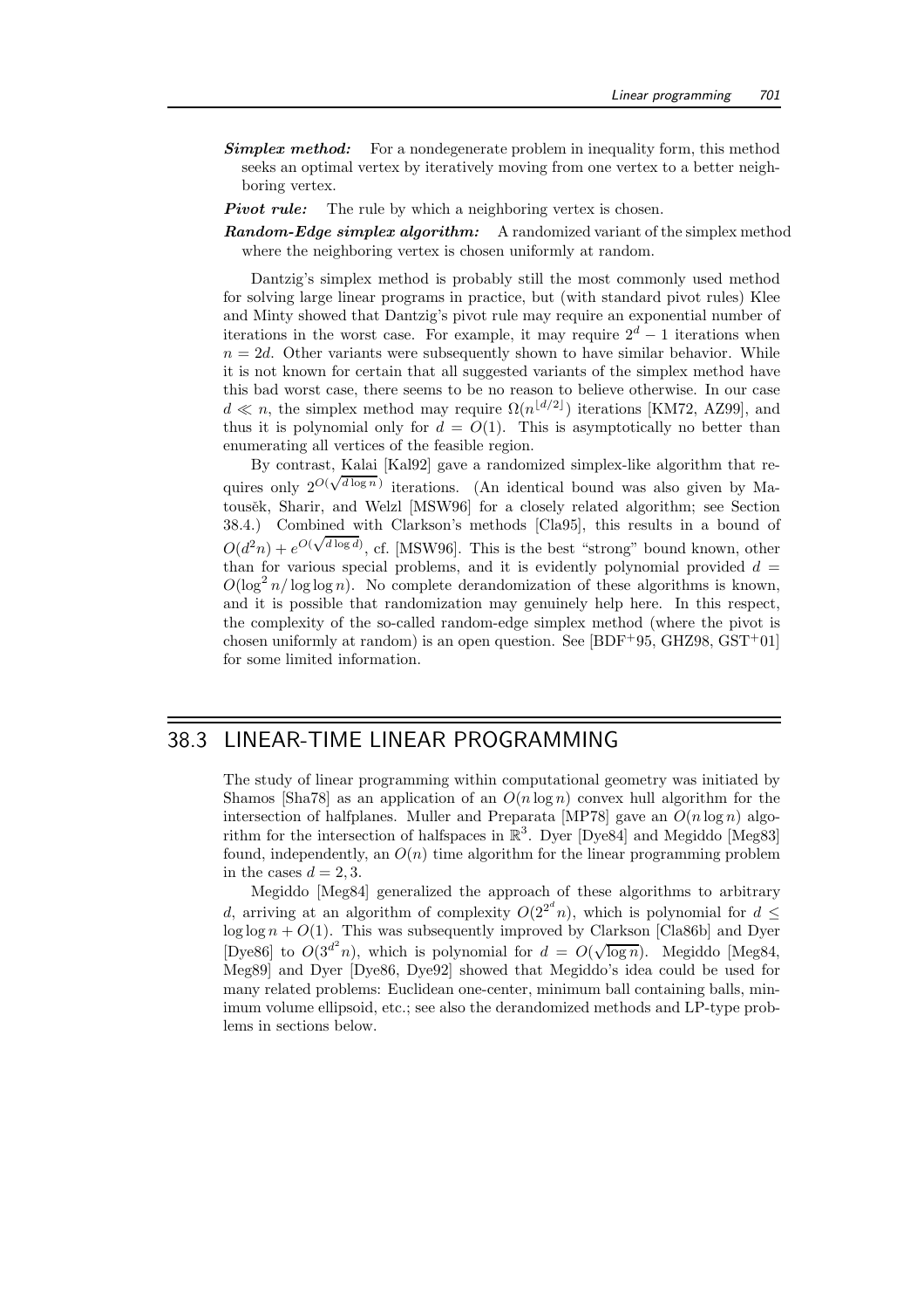***Simplex method:*** For a nondegenerate problem in inequality form, this method seeks an optimal vertex by iteratively moving from one vertex to a better neighboring vertex.

***Pivot rule:*** The rule by which a neighboring vertex is chosen.

***Random-Edge simplex algorithm:*** A randomized variant of the simplex method where the neighboring vertex is chosen uniformly at random.

Dantzig's simplex method is probably still the most commonly used method for solving large linear programs in practice, but (with standard pivot rules) Klee and Minty showed that Dantzig's pivot rule may require an exponential number of iterations in the worst case. For example, it may require $2^d - 1$ iterations when $n = 2d$. Other variants were subsequently shown to have similar behavior. While it is not known for certain that all suggested variants of the simplex method have this bad worst case, there seems to be no reason to believe otherwise. In our case $d \ll n$, the simplex method may require $\Omega(n^{\lfloor d/2 \rfloor})$ iterations [KM72, AZ99], and thus it is polynomial only for $d = O(1)$. This is asymptotically no better than enumerating all vertices of the feasible region.

By contrast, Kalai [Kal92] gave a randomized simplex-like algorithm that requires only $2^{O(\sqrt{d \log n})}$ iterations. (An identical bound was also given by Matoušek, Sharir, and Welzl [MSW96] for a closely related algorithm; see Section 38.4.) Combined with Clarkson's methods [Cla95], this results in a bound of $O(d^2 n) + e^{O(\sqrt{d \log d})}$, cf. [MSW96]. This is the best "strong" bound known, other than for various special problems, and it is evidently polynomial provided $d = O(\log^2 n / \log \log n)$. No complete derandomization of these algorithms is known, and it is possible that randomization may genuinely help here. In this respect, the complexity of the so-called random-edge simplex method (where the pivot is chosen uniformly at random) is an open question. See [BDF+95, GHZ98, GST+01] for some limited information.

## 38.3 LINEAR-TIME LINEAR PROGRAMMING

The study of linear programming within computational geometry was initiated by Shamos [Sha78] as an application of an $O(n \log n)$ convex hull algorithm for the intersection of halfplanes. Muller and Preparata [MP78] gave an $O(n \log n)$ algorithm for the intersection of halfspaces in $\mathbb{R}^3$. Dyer [Dye84] and Megiddo [Meg83] found, independently, an $O(n)$ time algorithm for the linear programming problem in the cases $d = 2, 3$.

Megiddo [Meg84] generalized the approach of these algorithms to arbitrary $d$, arriving at an algorithm of complexity $O(2^{2^d} n)$, which is polynomial for $d \leq \log \log n + O(1)$. This was subsequently improved by Clarkson [Cla86b] and Dyer [Dye86] to $O(3^{d^2} n)$, which is polynomial for $d = O(\sqrt{\log n})$. Megiddo [Meg84, Meg89] and Dyer [Dye86, Dye92] showed that Megiddo's idea could be used for many related problems: Euclidean one-center, minimum ball containing balls, minimum volume ellipsoid, etc.; see also the derandomized methods and LP-type problems in sections below.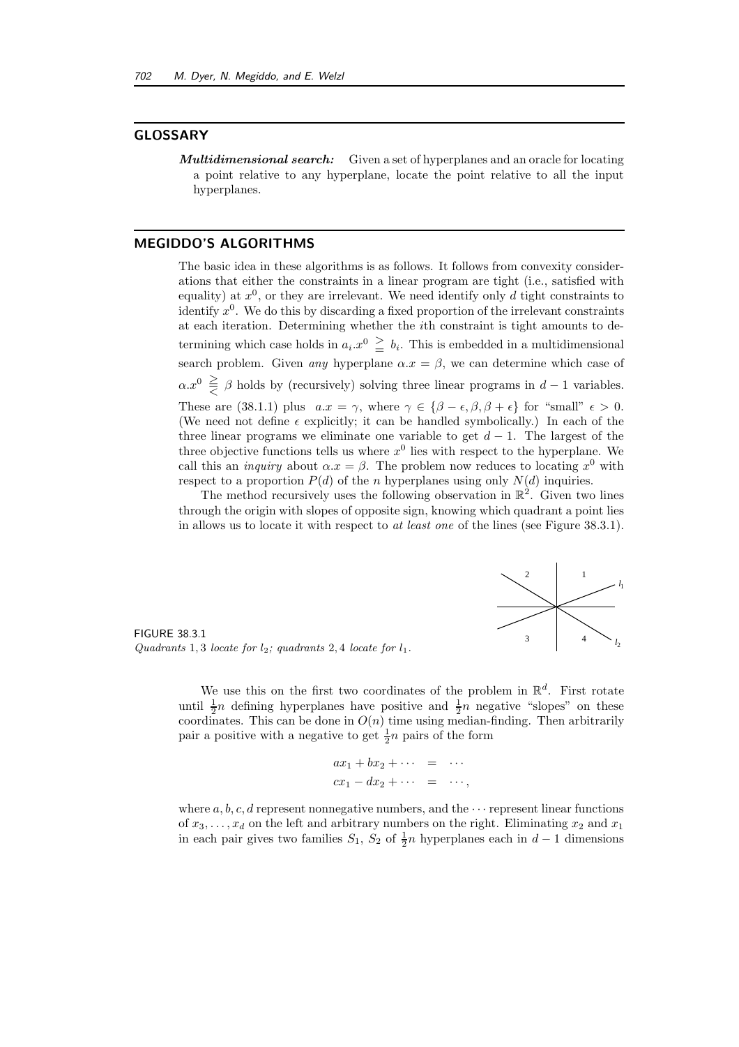## GLOSSARY

***Multidimensional search:*** Given a set of hyperplanes and an oracle for locating a point relative to any hyperplane, locate the point relative to all the input hyperplanes.

## MEGIDDO'S ALGORITHMS

The basic idea in these algorithms is as follows. It follows from convexity considerations that either the constraints in a linear program are tight (i.e., satisfied with equality) at $x^0$, or they are irrelevant. We need identify only $d$ tight constraints to identify $x^0$. We do this by discarding a fixed proportion of the irrelevant constraints at each iteration. Determining whether the $i$th constraint is tight amounts to determining which case holds in $a_i.x^0 \underset{=}{\geq} b_i$. This is embedded in a multidimensional search problem. Given *any* hyperplane $\alpha.x = \beta$, we can determine which case of $\alpha.x^0 \gtreqless \beta$ holds by (recursively) solving three linear programs in $d-1$ variables. These are (38.1.1) plus $a.x = \gamma$, where $\gamma \in \{\beta - \epsilon, \beta, \beta + \epsilon\}$ for "small" $\epsilon > 0$. (We need not define $\epsilon$ explicitly; it can be handled symbolically.) In each of the three linear programs we eliminate one variable to get $d-1$. The largest of the three objective functions tells us where $x^0$ lies with respect to the hyperplane. We call this an *inquiry* about $\alpha.x = \beta$. The problem now reduces to locating $x^0$ with respect to a proportion $P(d)$ of the $n$ hyperplanes using only $N(d)$ inquiries.

The method recursively uses the following observation in $\mathbb{R}^2$. Given two lines through the origin with slopes of opposite sign, knowing which quadrant a point lies in allows us to locate it with respect to *at least one* of the lines (see Figure 38.3.1).

FIGURE 38.3.1
*Quadrants* 1, 3 *locate for* $l_2$*; quadrants* 2, 4 *locate for* $l_1$.

We use this on the first two coordinates of the problem in $\mathbb{R}^d$. First rotate until $\frac{1}{2}n$ defining hyperplanes have positive and $\frac{1}{2}n$ negative "slopes" on these coordinates. This can be done in $O(n)$ time using median-finding. Then arbitrarily pair a positive with a negative to get $\frac{1}{2}n$ pairs of the form

$$\begin{aligned} ax_1 + bx_2 + \cdots &= \cdots \\ cx_1 - dx_2 + \cdots &= \cdots, \end{aligned}$$

where $a, b, c, d$ represent nonnegative numbers, and the $\cdots$ represent linear functions of $x_3, \ldots, x_d$ on the left and arbitrary numbers on the right. Eliminating $x_2$ and $x_1$ in each pair gives two families $S_1$, $S_2$ of $\frac{1}{2}n$ hyperplanes each in $d-1$ dimensions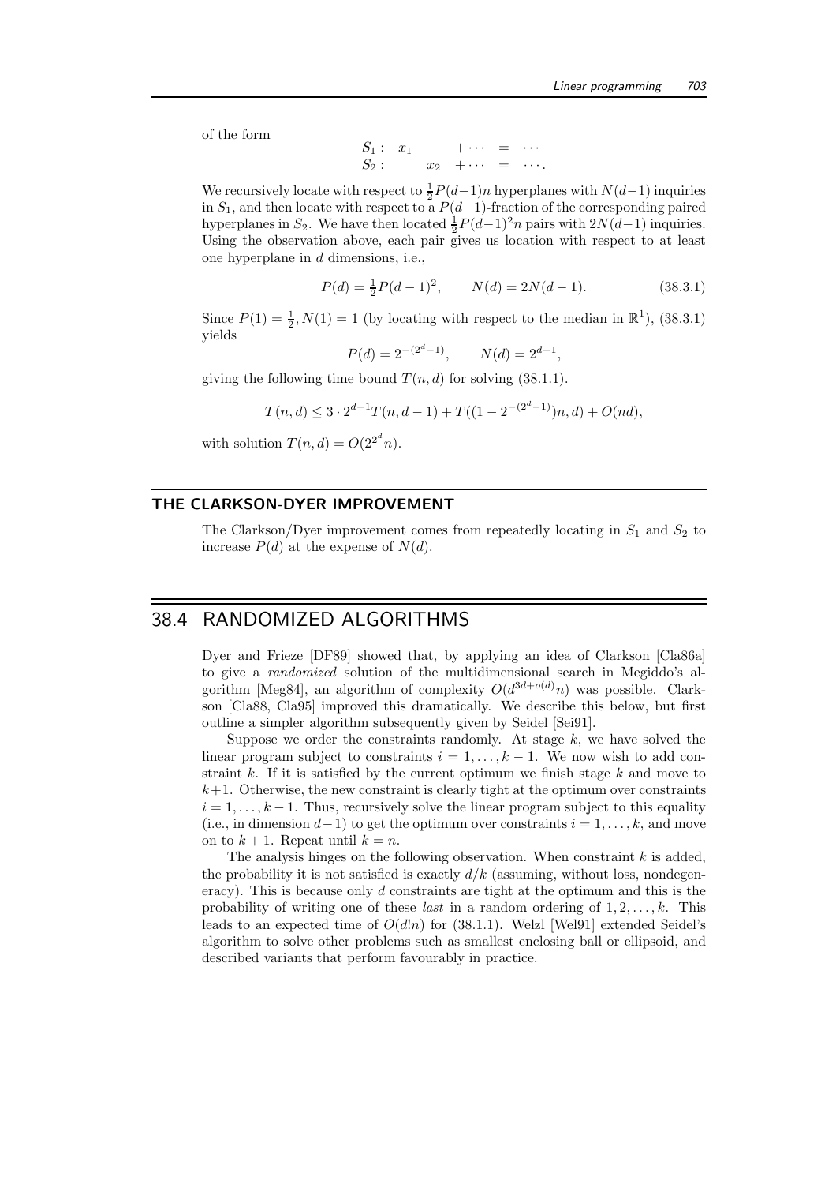of the form

$$\begin{array}{lllll} S_1: & x_1 & & +\cdots & = & \cdots \\ S_2: & & x_2 & +\cdots & = & \cdots. \end{array}$$

We recursively locate with respect to $\frac{1}{2}P(d-1)n$ hyperplanes with $N(d-1)$ inquiries in $S_1$, and then locate with respect to a $P(d-1)$-fraction of the corresponding paired hyperplanes in $S_2$. We have then located $\frac{1}{2}P(d-1)^2 n$ pairs with $2N(d-1)$ inquiries. Using the observation above, each pair gives us location with respect to at least one hyperplane in $d$ dimensions, i.e.,

$$P(d) = \tfrac{1}{2}P(d-1)^2, \qquad N(d) = 2N(d-1). \tag{38.3.1}$$

Since $P(1) = \frac{1}{2}, N(1) = 1$ (by locating with respect to the median in $\mathbb{R}^1$), (38.3.1) yields

$$P(d) = 2^{-(2^d-1)}, \qquad N(d) = 2^{d-1},$$

giving the following time bound $T(n, d)$ for solving (38.1.1).

$$T(n, d) \le 3 \cdot 2^{d-1} T(n, d-1) + T((1 - 2^{-(2^d-1)})n, d) + O(nd),$$

with solution $T(n, d) = O(2^{2^d} n)$.

### THE CLARKSON-DYER IMPROVEMENT

The Clarkson/Dyer improvement comes from repeatedly locating in $S_1$ and $S_2$ to increase $P(d)$ at the expense of $N(d)$.

## 38.4 RANDOMIZED ALGORITHMS

Dyer and Frieze [DF89] showed that, by applying an idea of Clarkson [Cla86a] to give a *randomized* solution of the multidimensional search in Megiddo's algorithm [Meg84], an algorithm of complexity $O(d^{3d+o(d)}n)$ was possible. Clarkson [Cla88, Cla95] improved this dramatically. We describe this below, but first outline a simpler algorithm subsequently given by Seidel [Sei91].

Suppose we order the constraints randomly. At stage $k$, we have solved the linear program subject to constraints $i = 1, \ldots, k-1$. We now wish to add constraint $k$. If it is satisfied by the current optimum we finish stage $k$ and move to $k+1$. Otherwise, the new constraint is clearly tight at the optimum over constraints $i = 1, \ldots, k-1$. Thus, recursively solve the linear program subject to this equality (i.e., in dimension $d-1$) to get the optimum over constraints $i = 1, \ldots, k$, and move on to $k+1$. Repeat until $k = n$.

The analysis hinges on the following observation. When constraint $k$ is added, the probability it is not satisfied is exactly $d/k$ (assuming, without loss, nondegeneracy). This is because only $d$ constraints are tight at the optimum and this is the probability of writing one of these *last* in a random ordering of $1, 2, \ldots, k$. This leads to an expected time of $O(d!n)$ for (38.1.1). Welzl [Wel91] extended Seidel's algorithm to solve other problems such as smallest enclosing ball or ellipsoid, and described variants that perform favourably in practice.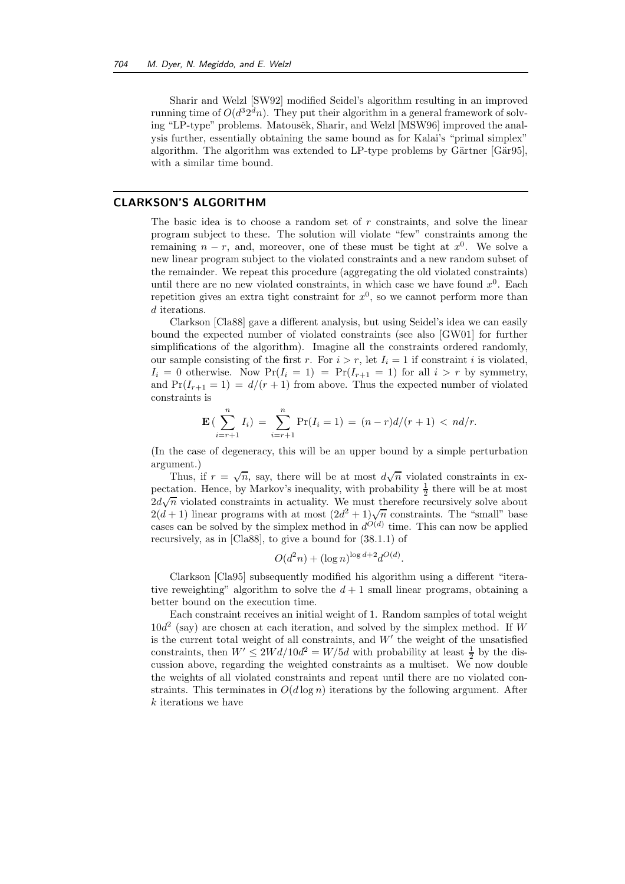Sharir and Welzl [SW92] modified Seidel's algorithm resulting in an improved running time of $O(d^3 2^d n)$. They put their algorithm in a general framework of solving "LP-type" problems. Matoušek, Sharir, and Welzl [MSW96] improved the analysis further, essentially obtaining the same bound as for Kalai's "primal simplex" algorithm. The algorithm was extended to LP-type problems by Gärtner [Gär95], with a similar time bound.

## CLARKSON'S ALGORITHM

The basic idea is to choose a random set of $r$ constraints, and solve the linear program subject to these. The solution will violate "few" constraints among the remaining $n - r$, and, moreover, one of these must be tight at $x^0$. We solve a new linear program subject to the violated constraints and a new random subset of the remainder. We repeat this procedure (aggregating the old violated constraints) until there are no new violated constraints, in which case we have found $x^0$. Each repetition gives an extra tight constraint for $x^0$, so we cannot perform more than $d$ iterations.

Clarkson [Cla88] gave a different analysis, but using Seidel's idea we can easily bound the expected number of violated constraints (see also [GW01] for further simplifications of the algorithm). Imagine all the constraints ordered randomly, our sample consisting of the first $r$. For $i > r$, let $I_i = 1$ if constraint $i$ is violated, $I_i = 0$ otherwise. Now $\Pr(I_i = 1) = \Pr(I_{r+1} = 1)$ for all $i > r$ by symmetry, and $\Pr(I_{r+1} = 1) = d/(r+1)$ from above. Thus the expected number of violated constraints is

$$\mathbf{E}\Big(\sum_{i=r+1}^{n} I_i\Big) = \sum_{i=r+1}^{n} \Pr(I_i = 1) = (n-r)d/(r+1) < nd/r.$$

(In the case of degeneracy, this will be an upper bound by a simple perturbation argument.)

Thus, if $r = \sqrt{n}$, say, there will be at most $d\sqrt{n}$ violated constraints in expectation. Hence, by Markov's inequality, with probability $\frac{1}{2}$ there will be at most $2d\sqrt{n}$ violated constraints in actuality. We must therefore recursively solve about $2(d+1)$ linear programs with at most $(2d^2+1)\sqrt{n}$ constraints. The "small" base cases can be solved by the simplex method in $d^{O(d)}$ time. This can now be applied recursively, as in [Cla88], to give a bound for (38.1.1) of

$$O(d^2 n) + (\log n)^{\log d + 2} d^{O(d)}.$$

Clarkson [Cla95] subsequently modified his algorithm using a different "iterative reweighting" algorithm to solve the $d+1$ small linear programs, obtaining a better bound on the execution time.

Each constraint receives an initial weight of 1. Random samples of total weight $10d^2$ (say) are chosen at each iteration, and solved by the simplex method. If $W$ is the current total weight of all constraints, and $W'$ the weight of the unsatisfied constraints, then $W' \le 2Wd/10d^2 = W/5d$ with probability at least $\frac{1}{2}$ by the discussion above, regarding the weighted constraints as a multiset. We now double the weights of all violated constraints and repeat until there are no violated constraints. This terminates in $O(d \log n)$ iterations by the following argument. After $k$ iterations we have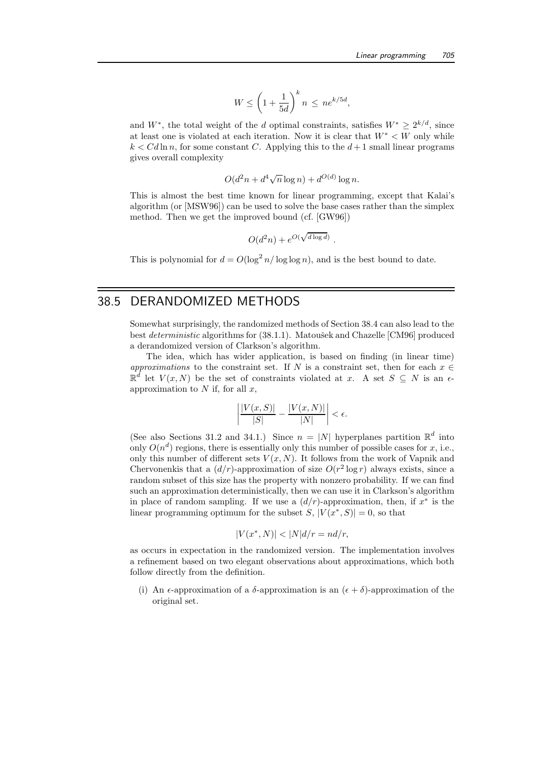$$W \le \left(1 + \frac{1}{5d}\right)^k n \le ne^{k/5d},$$

and $W^*$, the total weight of the $d$ optimal constraints, satisfies $W^* \ge 2^{k/d}$, since at least one is violated at each iteration. Now it is clear that $W^* < W$ only while $k < Cd \ln n$, for some constant $C$. Applying this to the $d+1$ small linear programs gives overall complexity

$$O(d^2 n + d^4 \sqrt{n} \log n) + d^{O(d)} \log n.$$

This is almost the best time known for linear programming, except that Kalai's algorithm (or [MSW96]) can be used to solve the base cases rather than the simplex method. Then we get the improved bound (cf. [GW96])

$$O(d^2 n) + e^{O(\sqrt{d \log d})}\ .$$

This is polynomial for $d = O(\log^2 n / \log \log n)$, and is the best bound to date.

## 38.5 DERANDOMIZED METHODS

Somewhat surprisingly, the randomized methods of Section 38.4 can also lead to the best *deterministic* algorithms for (38.1.1). Matoušek and Chazelle [CM96] produced a derandomized version of Clarkson's algorithm.

The idea, which has wider application, is based on finding (in linear time) *approximations* to the constraint set. If $N$ is a constraint set, then for each $x \in \mathbb{R}^d$ let $V(x, N)$ be the set of constraints violated at $x$. A set $S \subseteq N$ is an $\epsilon$-approximation to $N$ if, for all $x$,

$$\left| \frac{|V(x,S)|}{|S|} - \frac{|V(x,N)|}{|N|} \right| < \epsilon.$$

(See also Sections 31.2 and 34.1.) Since $n = |N|$ hyperplanes partition $\mathbb{R}^d$ into only $O(n^d)$ regions, there is essentially only this number of possible cases for $x$, i.e., only this number of different sets $V(x, N)$. It follows from the work of Vapnik and Chervonenkis that a $(d/r)$-approximation of size $O(r^2 \log r)$ always exists, since a random subset of this size has the property with nonzero probability. If we can find such an approximation deterministically, then we can use it in Clarkson's algorithm in place of random sampling. If we use a $(d/r)$-approximation, then, if $x^*$ is the linear programming optimum for the subset $S$, $|V(x^*, S)| = 0$, so that

$$|V(x^*, N)| < |N| d/r = nd/r,$$

as occurs in expectation in the randomized version. The implementation involves a refinement based on two elegant observations about approximations, which both follow directly from the definition.

(i) An $\epsilon$-approximation of a $\delta$-approximation is an $(\epsilon + \delta)$-approximation of the original set.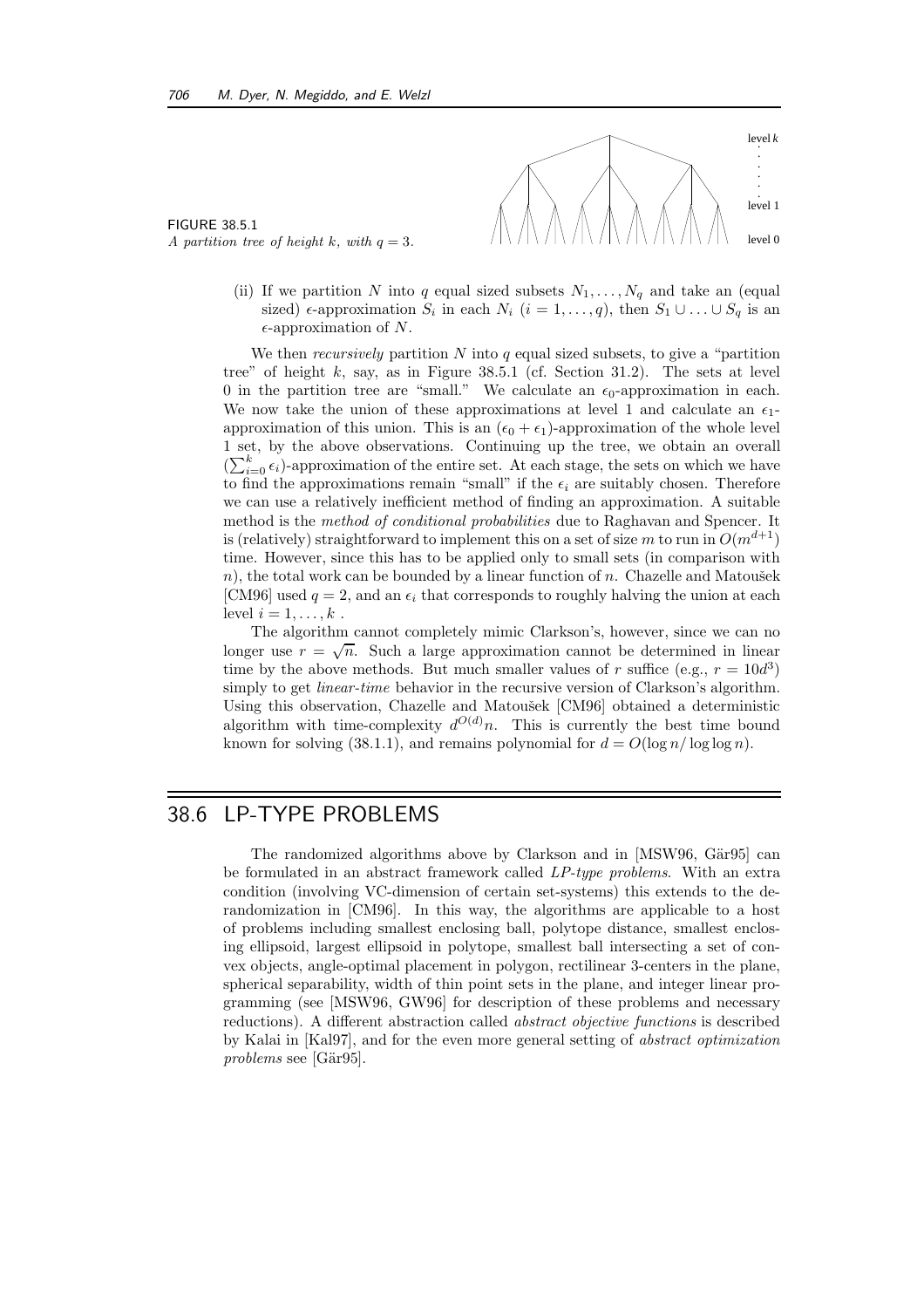FIGURE 38.5.1
*A partition tree of height k, with $q = 3$.*

(ii) If we partition $N$ into $q$ equal sized subsets $N_1, \ldots, N_q$ and take an (equal sized) $\epsilon$-approximation $S_i$ in each $N_i$ $(i = 1, \ldots, q)$, then $S_1 \cup \ldots \cup S_q$ is an $\epsilon$-approximation of $N$.

We then *recursively* partition $N$ into $q$ equal sized subsets, to give a "partition tree" of height $k$, say, as in Figure 38.5.1 (cf. Section 31.2). The sets at level 0 in the partition tree are "small." We calculate an $\epsilon_0$-approximation in each. We now take the union of these approximations at level 1 and calculate an $\epsilon_1$-approximation of this union. This is an $(\epsilon_0 + \epsilon_1)$-approximation of the whole level 1 set, by the above observations. Continuing up the tree, we obtain an overall $(\sum_{i=0}^{k} \epsilon_i)$-approximation of the entire set. At each stage, the sets on which we have to find the approximations remain "small" if the $\epsilon_i$ are suitably chosen. Therefore we can use a relatively inefficient method of finding an approximation. A suitable method is the *method of conditional probabilities* due to Raghavan and Spencer. It is (relatively) straightforward to implement this on a set of size $m$ to run in $O(m^{d+1})$ time. However, since this has to be applied only to small sets (in comparison with $n$), the total work can be bounded by a linear function of $n$. Chazelle and Matoušek [CM96] used $q = 2$, and an $\epsilon_i$ that corresponds to roughly halving the union at each level $i = 1, \ldots, k$ .

The algorithm cannot completely mimic Clarkson's, however, since we can no longer use $r = \sqrt{n}$. Such a large approximation cannot be determined in linear time by the above methods. But much smaller values of $r$ suffice (e.g., $r = 10d^3$) simply to get *linear-time* behavior in the recursive version of Clarkson's algorithm. Using this observation, Chazelle and Matoušek [CM96] obtained a deterministic algorithm with time-complexity $d^{O(d)}n$. This is currently the best time bound known for solving (38.1.1), and remains polynomial for $d = O(\log n / \log \log n)$.

## 38.6 LP-TYPE PROBLEMS

The randomized algorithms above by Clarkson and in [MSW96, Gär95] can be formulated in an abstract framework called *LP-type problems*. With an extra condition (involving VC-dimension of certain set-systems) this extends to the derandomization in [CM96]. In this way, the algorithms are applicable to a host of problems including smallest enclosing ball, polytope distance, smallest enclosing ellipsoid, largest ellipsoid in polytope, smallest ball intersecting a set of convex objects, angle-optimal placement in polygon, rectilinear 3-centers in the plane, spherical separability, width of thin point sets in the plane, and integer linear programming (see [MSW96, GW96] for description of these problems and necessary reductions). A different abstraction called *abstract objective functions* is described by Kalai in [Kal97], and for the even more general setting of *abstract optimization problems* see [Gär95].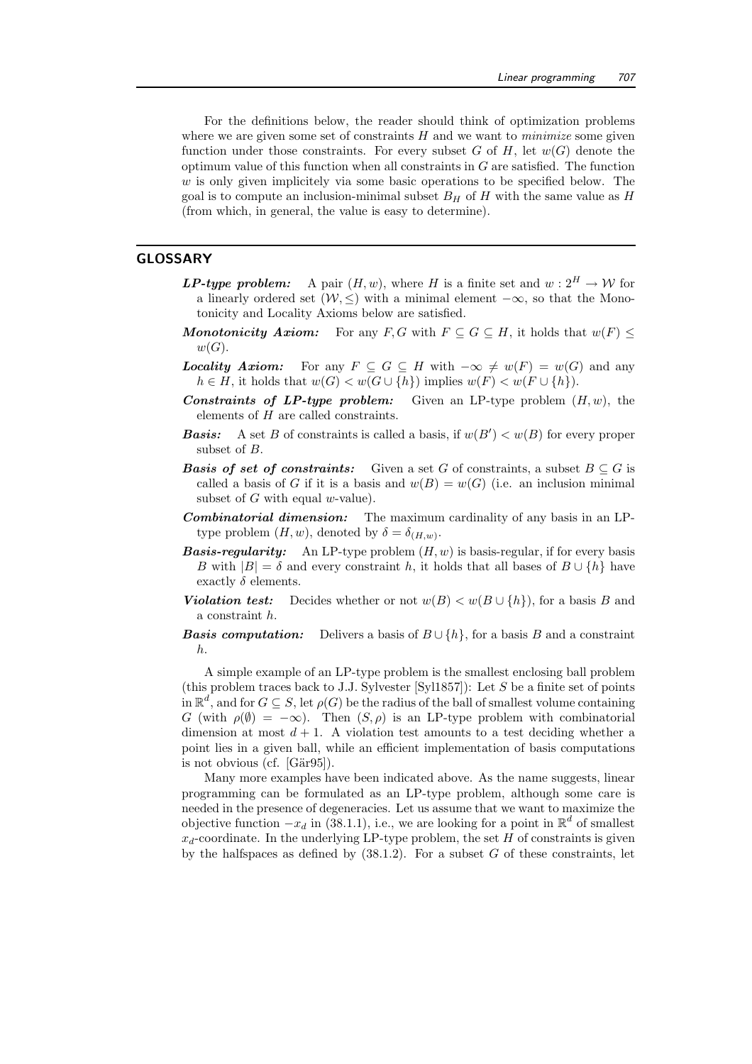For the definitions below, the reader should think of optimization problems where we are given some set of constraints $H$ and we want to *minimize* some given function under those constraints. For every subset $G$ of $H$, let $w(G)$ denote the optimum value of this function when all constraints in $G$ are satisfied. The function $w$ is only given implicitly via some basic operations to be specified below. The goal is to compute an inclusion-minimal subset $B_H$ of $H$ with the same value as $H$ (from which, in general, the value is easy to determine).

## GLOSSARY

***LP-type problem:*** A pair $(H, w)$, where $H$ is a finite set and $w : 2^H \rightarrow \mathcal{W}$ for a linearly ordered set $(\mathcal{W}, \leq)$ with a minimal element $-\infty$, so that the Monotonicity and Locality Axioms below are satisfied.

***Monotonicity Axiom:*** For any $F, G$ with $F \subseteq G \subseteq H$, it holds that $w(F) \leq w(G)$.

***Locality Axiom:*** For any $F \subseteq G \subseteq H$ with $-\infty \neq w(F) = w(G)$ and any $h \in H$, it holds that $w(G) < w(G \cup \{h\})$ implies $w(F) < w(F \cup \{h\})$.

***Constraints of LP-type problem:*** Given an LP-type problem $(H, w)$, the elements of $H$ are called constraints.

***Basis:*** A set $B$ of constraints is called a basis, if $w(B') < w(B)$ for every proper subset of $B$.

***Basis of set of constraints:*** Given a set $G$ of constraints, a subset $B \subseteq G$ is called a basis of $G$ if it is a basis and $w(B) = w(G)$ (i.e. an inclusion minimal subset of $G$ with equal $w$-value).

***Combinatorial dimension:*** The maximum cardinality of any basis in an LP-type problem $(H, w)$, denoted by $\delta = \delta_{(H,w)}$.

***Basis-regularity:*** An LP-type problem $(H, w)$ is basis-regular, if for every basis $B$ with $|B| = \delta$ and every constraint $h$, it holds that all bases of $B \cup \{h\}$ have exactly $\delta$ elements.

***Violation test:*** Decides whether or not $w(B) < w(B \cup \{h\})$, for a basis $B$ and a constraint $h$.

***Basis computation:*** Delivers a basis of $B \cup \{h\}$, for a basis $B$ and a constraint $h$.

A simple example of an LP-type problem is the smallest enclosing ball problem (this problem traces back to J.J. Sylvester [Syl1857]): Let $S$ be a finite set of points in $\mathbb{R}^d$, and for $G \subseteq S$, let $\rho(G)$ be the radius of the ball of smallest volume containing $G$ (with $\rho(\emptyset) = -\infty$). Then $(S, \rho)$ is an LP-type problem with combinatorial dimension at most $d + 1$. A violation test amounts to a test deciding whether a point lies in a given ball, while an efficient implementation of basis computations is not obvious (cf. [Gär95]).

Many more examples have been indicated above. As the name suggests, linear programming can be formulated as an LP-type problem, although some care is needed in the presence of degeneracies. Let us assume that we want to maximize the objective function $-x_d$ in (38.1.1), i.e., we are looking for a point in $\mathbb{R}^d$ of smallest $x_d$-coordinate. In the underlying LP-type problem, the set $H$ of constraints is given by the halfspaces as defined by (38.1.2). For a subset $G$ of these constraints, let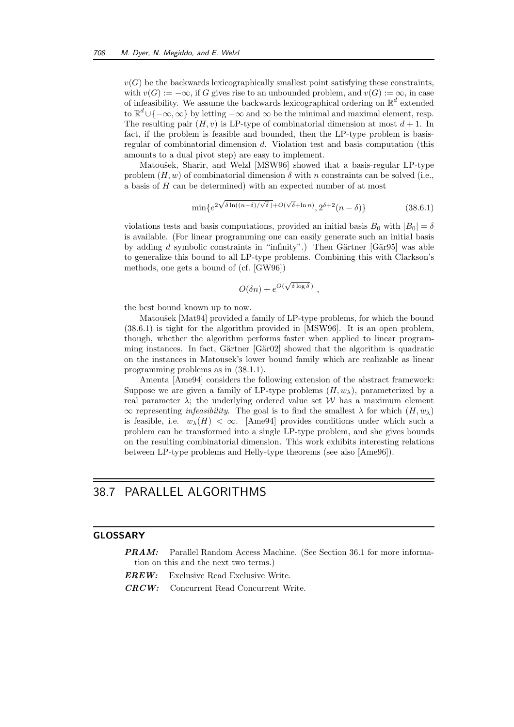$v(G)$ be the backwards lexicographically smallest point satisfying these constraints, with $v(G) := -\infty$, if $G$ gives rise to an unbounded problem, and $v(G) := \infty$, in case of infeasibility. We assume the backwards lexicographical ordering on $\mathbb{R}^d$ extended to $\mathbb{R}^d \cup \{-\infty, \infty\}$ by letting $-\infty$ and $\infty$ be the minimal and maximal element, resp. The resulting pair $(H, v)$ is LP-type of combinatorial dimension at most $d + 1$. In fact, if the problem is feasible and bounded, then the LP-type problem is basis-regular of combinatorial dimension $d$. Violation test and basis computation (this amounts to a dual pivot step) are easy to implement.

Matoušek, Sharir, and Welzl [MSW96] showed that a basis-regular LP-type problem $(H, w)$ of combinatorial dimension $\delta$ with $n$ constraints can be solved (i.e., a basis of $H$ can be determined) with an expected number of at most

$$\min\{e^{2\sqrt{\delta \ln((n-\delta)/\sqrt{\delta}\,)} + O(\sqrt{\delta} + \ln n)}, 2^{\delta+2}(n - \delta)\} \tag{38.6.1}$$

violations tests and basis computations, provided an initial basis $B_0$ with $|B_0| = \delta$ is available. (For linear programming one can easily generate such an initial basis by adding $d$ symbolic constraints in "infinity".) Then Gärtner [Gär95] was able to generalize this bound to all LP-type problems. Combining this with Clarkson's methods, one gets a bound of (cf. [GW96])

$$O(\delta n) + e^{O(\sqrt{\delta \log \delta}\,)} ,$$

the best bound known up to now.

Matoušek [Mat94] provided a family of LP-type problems, for which the bound (38.6.1) is tight for the algorithm provided in [MSW96]. It is an open problem, though, whether the algorithm performs faster when applied to linear programming instances. In fact, Gärtner [Gär02] showed that the algorithm is quadratic on the instances in Matousek's lower bound family which are realizable as linear programming problems as in (38.1.1).

Amenta [Ame94] considers the following extension of the abstract framework: Suppose we are given a family of LP-type problems $(H, w_\lambda)$, parameterized by a real parameter $\lambda$; the underlying ordered value set $\mathcal{W}$ has a maximum element $\infty$ representing *infeasibility*. The goal is to find the smallest $\lambda$ for which $(H, w_\lambda)$ is feasible, i.e. $w_\lambda(H) < \infty$. [Ame94] provides conditions under which such a problem can be transformed into a single LP-type problem, and she gives bounds on the resulting combinatorial dimension. This work exhibits interesting relations between LP-type problems and Helly-type theorems (see also [Ame96]).

## 38.7 PARALLEL ALGORITHMS

### GLOSSARY

***PRAM:*** Parallel Random Access Machine. (See Section 36.1 for more information on this and the next two terms.)

***EREW:*** Exclusive Read Exclusive Write.

***CRCW:*** Concurrent Read Concurrent Write.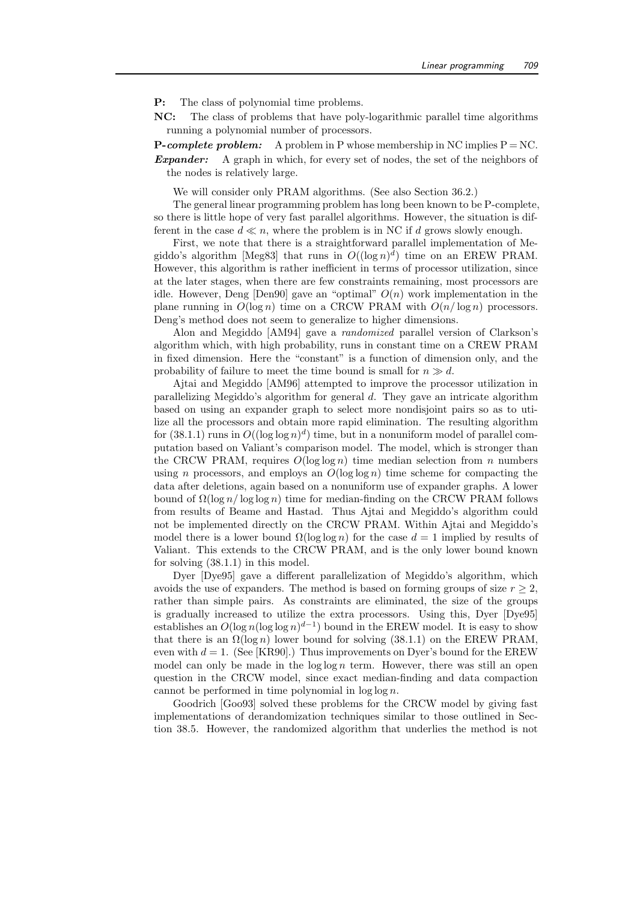**P:** The class of polynomial time problems.

**NC:** The class of problems that have poly-logarithmic parallel time algorithms running a polynomial number of processors.

***P-complete problem:*** A problem in P whose membership in NC implies P = NC.

***Expander:*** A graph in which, for every set of nodes, the set of the neighbors of the nodes is relatively large.

We will consider only PRAM algorithms. (See also Section 36.2.)

The general linear programming problem has long been known to be P-complete, so there is little hope of very fast parallel algorithms. However, the situation is different in the case $d \ll n$, where the problem is in NC if $d$ grows slowly enough.

First, we note that there is a straightforward parallel implementation of Megiddo's algorithm [Meg83] that runs in $O((\log n)^d)$ time on an EREW PRAM. However, this algorithm is rather inefficient in terms of processor utilization, since at the later stages, when there are few constraints remaining, most processors are idle. However, Deng [Den90] gave an "optimal" $O(n)$ work implementation in the plane running in $O(\log n)$ time on a CRCW PRAM with $O(n/\log n)$ processors. Deng's method does not seem to generalize to higher dimensions.

Alon and Megiddo [AM94] gave a *randomized* parallel version of Clarkson's algorithm which, with high probability, runs in constant time on a CREW PRAM in fixed dimension. Here the "constant" is a function of dimension only, and the probability of failure to meet the time bound is small for $n \gg d$.

Ajtai and Megiddo [AM96] attempted to improve the processor utilization in parallelizing Megiddo's algorithm for general $d$. They gave an intricate algorithm based on using an expander graph to select more nondisjoint pairs so as to utilize all the processors and obtain more rapid elimination. The resulting algorithm for (38.1.1) runs in $O((\log\log n)^d)$ time, but in a nonuniform model of parallel computation based on Valiant's comparison model. The model, which is stronger than the CRCW PRAM, requires $O(\log\log n)$ time median selection from $n$ numbers using $n$ processors, and employs an $O(\log\log n)$ time scheme for compacting the data after deletions, again based on a nonuniform use of expander graphs. A lower bound of $\Omega(\log n/\log\log n)$ time for median-finding on the CRCW PRAM follows from results of Beame and Hastad. Thus Ajtai and Megiddo's algorithm could not be implemented directly on the CRCW PRAM. Within Ajtai and Megiddo's model there is a lower bound $\Omega(\log\log n)$ for the case $d = 1$ implied by results of Valiant. This extends to the CRCW PRAM, and is the only lower bound known for solving (38.1.1) in this model.

Dyer [Dye95] gave a different parallelization of Megiddo's algorithm, which avoids the use of expanders. The method is based on forming groups of size $r \geq 2$, rather than simple pairs. As constraints are eliminated, the size of the groups is gradually increased to utilize the extra processors. Using this, Dyer [Dye95] establishes an $O(\log n(\log\log n)^{d-1})$ bound in the EREW model. It is easy to show that there is an $\Omega(\log n)$ lower bound for solving (38.1.1) on the EREW PRAM, even with $d = 1$. (See [KR90].) Thus improvements on Dyer's bound for the EREW model can only be made in the $\log\log n$ term. However, there was still an open question in the CRCW model, since exact median-finding and data compaction cannot be performed in time polynomial in $\log\log n$.

Goodrich [Goo93] solved these problems for the CRCW model by giving fast implementations of derandomization techniques similar to those outlined in Section 38.5. However, the randomized algorithm that underlies the method is not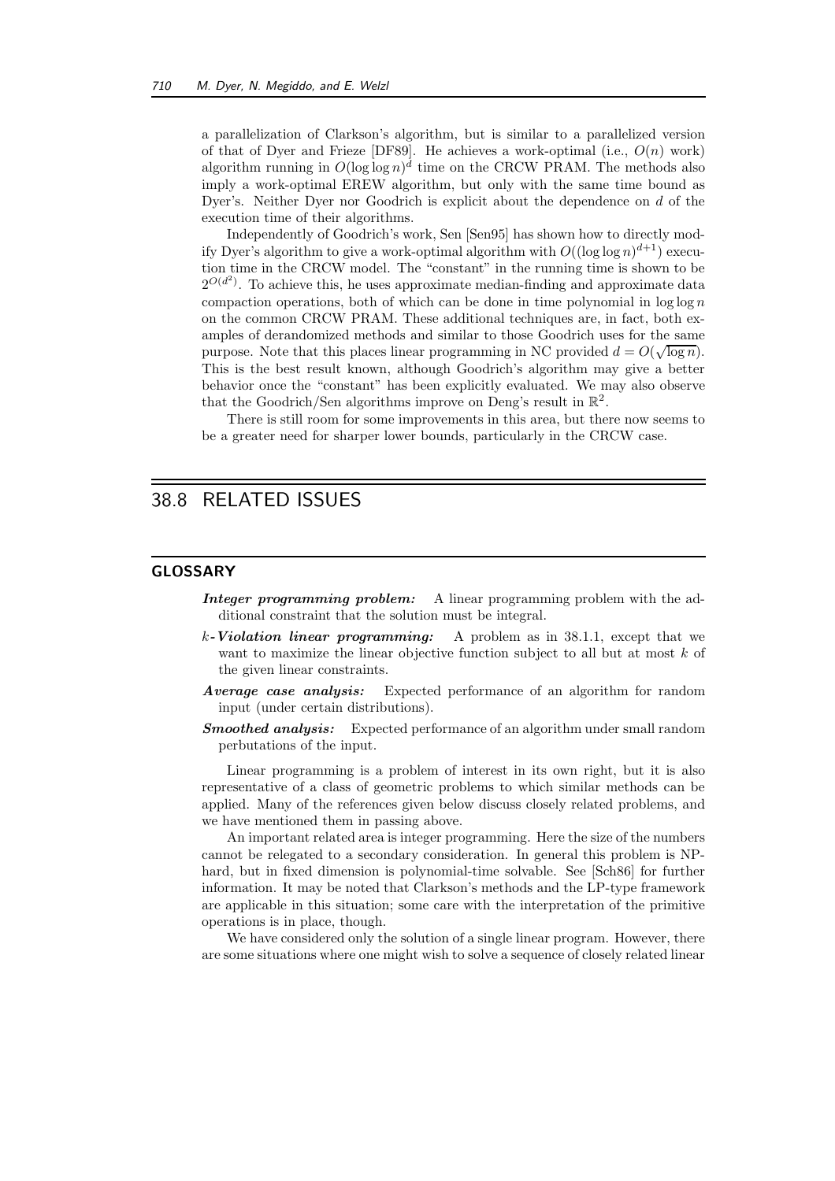a parallelization of Clarkson's algorithm, but is similar to a parallelized version of that of Dyer and Frieze [DF89]. He achieves a work-optimal (i.e., $O(n)$ work) algorithm running in $O(\log\log n)^d$ time on the CRCW PRAM. The methods also imply a work-optimal EREW algorithm, but only with the same time bound as Dyer's. Neither Dyer nor Goodrich is explicit about the dependence on $d$ of the execution time of their algorithms.

Independently of Goodrich's work, Sen [Sen95] has shown how to directly modify Dyer's algorithm to give a work-optimal algorithm with $O((\log\log n)^{d+1})$ execution time in the CRCW model. The "constant" in the running time is shown to be $2^{O(d^2)}$. To achieve this, he uses approximate median-finding and approximate data compaction operations, both of which can be done in time polynomial in $\log\log n$ on the common CRCW PRAM. These additional techniques are, in fact, both examples of derandomized methods and similar to those Goodrich uses for the same purpose. Note that this places linear programming in NC provided $d = O(\sqrt{\log n})$. This is the best result known, although Goodrich's algorithm may give a better behavior once the "constant" has been explicitly evaluated. We may also observe that the Goodrich/Sen algorithms improve on Deng's result in $\mathbb{R}^2$.

There is still room for some improvements in this area, but there now seems to be a greater need for sharper lower bounds, particularly in the CRCW case.

## 38.8 RELATED ISSUES

### GLOSSARY

***Integer programming problem:*** A linear programming problem with the additional constraint that the solution must be integral.

***$k$-Violation linear programming:*** A problem as in 38.1.1, except that we want to maximize the linear objective function subject to all but at most $k$ of the given linear constraints.

***Average case analysis:*** Expected performance of an algorithm for random input (under certain distributions).

***Smoothed analysis:*** Expected performance of an algorithm under small random perbutations of the input.

Linear programming is a problem of interest in its own right, but it is also representative of a class of geometric problems to which similar methods can be applied. Many of the references given below discuss closely related problems, and we have mentioned them in passing above.

An important related area is integer programming. Here the size of the numbers cannot be relegated to a secondary consideration. In general this problem is NP-hard, but in fixed dimension is polynomial-time solvable. See [Sch86] for further information. It may be noted that Clarkson's methods and the LP-type framework are applicable in this situation; some care with the interpretation of the primitive operations is in place, though.

We have considered only the solution of a single linear program. However, there are some situations where one might wish to solve a sequence of closely related linear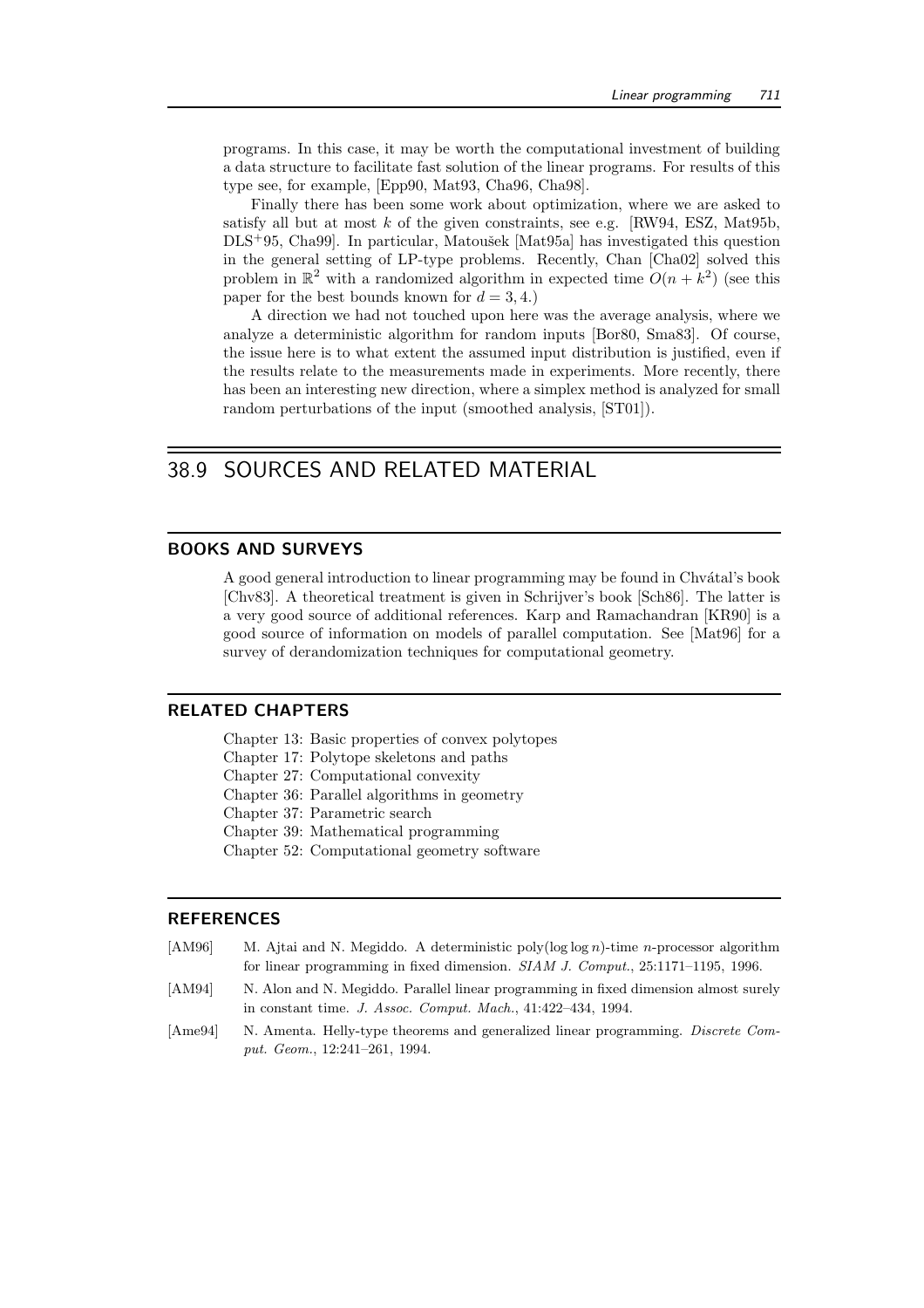programs. In this case, it may be worth the computational investment of building a data structure to facilitate fast solution of the linear programs. For results of this type see, for example, [Epp90, Mat93, Cha96, Cha98].

Finally there has been some work about optimization, where we are asked to satisfy all but at most $k$ of the given constraints, see e.g. [RW94, ESZ, Mat95b, DLS+95, Cha99]. In particular, Matoušek [Mat95a] has investigated this question in the general setting of LP-type problems. Recently, Chan [Cha02] solved this problem in $\mathbb{R}^2$ with a randomized algorithm in expected time $O(n + k^2)$ (see this paper for the best bounds known for $d = 3, 4$.)

A direction we had not touched upon here was the average analysis, where we analyze a deterministic algorithm for random inputs [Bor80, Sma83]. Of course, the issue here is to what extent the assumed input distribution is justified, even if the results relate to the measurements made in experiments. More recently, there has been an interesting new direction, where a simplex method is analyzed for small random perturbations of the input (smoothed analysis, [ST01]).

## 38.9 SOURCES AND RELATED MATERIAL

### BOOKS AND SURVEYS

A good general introduction to linear programming may be found in Chvátal's book [Chv83]. A theoretical treatment is given in Schrijver's book [Sch86]. The latter is a very good source of additional references. Karp and Ramachandran [KR90] is a good source of information on models of parallel computation. See [Mat96] for a survey of derandomization techniques for computational geometry.

### RELATED CHAPTERS

Chapter 13: Basic properties of convex polytopes
Chapter 17: Polytope skeletons and paths
Chapter 27: Computational convexity
Chapter 36: Parallel algorithms in geometry
Chapter 37: Parametric search
Chapter 39: Mathematical programming
Chapter 52: Computational geometry software

### REFERENCES

[AM96] M. Ajtai and N. Megiddo. A deterministic poly($\log \log n$)-time $n$-processor algorithm for linear programming in fixed dimension. *SIAM J. Comput.*, 25:1171–1195, 1996.

[AM94] N. Alon and N. Megiddo. Parallel linear programming in fixed dimension almost surely in constant time. *J. Assoc. Comput. Mach.*, 41:422–434, 1994.

[Ame94] N. Amenta. Helly-type theorems and generalized linear programming. *Discrete Comput. Geom.*, 12:241–261, 1994.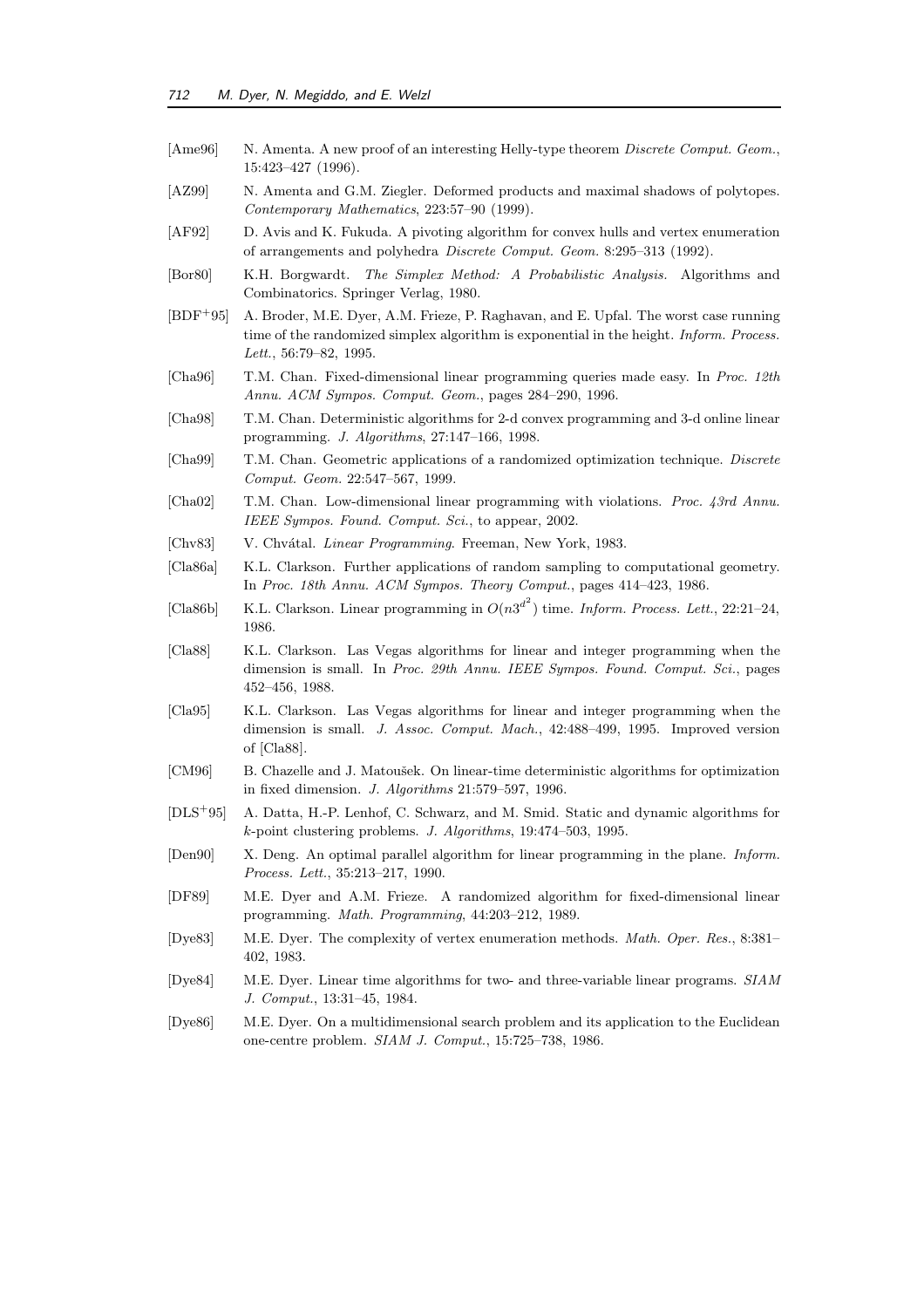[Ame96] N. Amenta. A new proof of an interesting Helly-type theorem *Discrete Comput. Geom.*, 15:423–427 (1996).

[AZ99] N. Amenta and G.M. Ziegler. Deformed products and maximal shadows of polytopes. *Contemporary Mathematics*, 223:57–90 (1999).

[AF92] D. Avis and K. Fukuda. A pivoting algorithm for convex hulls and vertex enumeration of arrangements and polyhedra *Discrete Comput. Geom.* 8:295–313 (1992).

[Bor80] K.H. Borgwardt. *The Simplex Method: A Probabilistic Analysis.* Algorithms and Combinatorics. Springer Verlag, 1980.

[BDF+95] A. Broder, M.E. Dyer, A.M. Frieze, P. Raghavan, and E. Upfal. The worst case running time of the randomized simplex algorithm is exponential in the height. *Inform. Process. Lett.*, 56:79–82, 1995.

[Cha96] T.M. Chan. Fixed-dimensional linear programming queries made easy. In *Proc. 12th Annu. ACM Sympos. Comput. Geom.*, pages 284–290, 1996.

[Cha98] T.M. Chan. Deterministic algorithms for 2-d convex programming and 3-d online linear programming. *J. Algorithms*, 27:147–166, 1998.

[Cha99] T.M. Chan. Geometric applications of a randomized optimization technique. *Discrete Comput. Geom.* 22:547–567, 1999.

[Cha02] T.M. Chan. Low-dimensional linear programming with violations. *Proc. 43rd Annu. IEEE Sympos. Found. Comput. Sci.*, to appear, 2002.

[Chv83] V. Chvátal. *Linear Programming*. Freeman, New York, 1983.

[Cla86a] K.L. Clarkson. Further applications of random sampling to computational geometry. In *Proc. 18th Annu. ACM Sympos. Theory Comput.*, pages 414–423, 1986.

[Cla86b] K.L. Clarkson. Linear programming in $O(n3^{d^2})$ time. *Inform. Process. Lett.*, 22:21–24, 1986.

[Cla88] K.L. Clarkson. Las Vegas algorithms for linear and integer programming when the dimension is small. In *Proc. 29th Annu. IEEE Sympos. Found. Comput. Sci.*, pages 452–456, 1988.

[Cla95] K.L. Clarkson. Las Vegas algorithms for linear and integer programming when the dimension is small. *J. Assoc. Comput. Mach.*, 42:488–499, 1995. Improved version of [Cla88].

[CM96] B. Chazelle and J. Matoušek. On linear-time deterministic algorithms for optimization in fixed dimension. *J. Algorithms* 21:579–597, 1996.

[DLS+95] A. Datta, H.-P. Lenhof, C. Schwarz, and M. Smid. Static and dynamic algorithms for $k$-point clustering problems. *J. Algorithms*, 19:474–503, 1995.

[Den90] X. Deng. An optimal parallel algorithm for linear programming in the plane. *Inform. Process. Lett.*, 35:213–217, 1990.

[DF89] M.E. Dyer and A.M. Frieze. A randomized algorithm for fixed-dimensional linear programming. *Math. Programming*, 44:203–212, 1989.

[Dye83] M.E. Dyer. The complexity of vertex enumeration methods. *Math. Oper. Res.*, 8:381–402, 1983.

[Dye84] M.E. Dyer. Linear time algorithms for two- and three-variable linear programs. *SIAM J. Comput.*, 13:31–45, 1984.

[Dye86] M.E. Dyer. On a multidimensional search problem and its application to the Euclidean one-centre problem. *SIAM J. Comput.*, 15:725–738, 1986.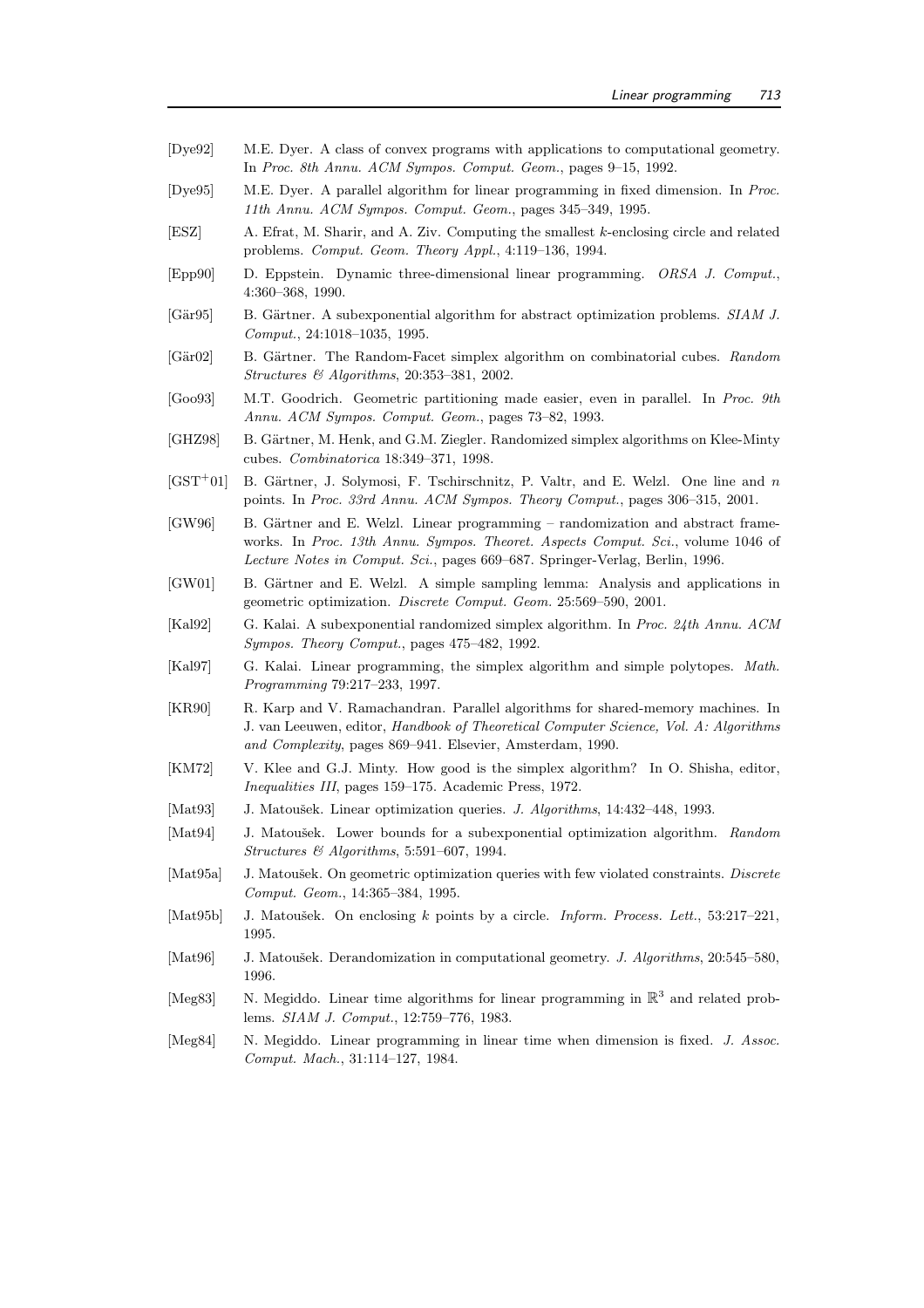[Dye92] M.E. Dyer. A class of convex programs with applications to computational geometry. In *Proc. 8th Annu. ACM Sympos. Comput. Geom.*, pages 9–15, 1992.

[Dye95] M.E. Dyer. A parallel algorithm for linear programming in fixed dimension. In *Proc. 11th Annu. ACM Sympos. Comput. Geom.*, pages 345–349, 1995.

[ESZ] A. Efrat, M. Sharir, and A. Ziv. Computing the smallest $k$-enclosing circle and related problems. *Comput. Geom. Theory Appl.*, 4:119–136, 1994.

[Epp90] D. Eppstein. Dynamic three-dimensional linear programming. *ORSA J. Comput.*, 4:360–368, 1990.

[Gär95] B. Gärtner. A subexponential algorithm for abstract optimization problems. *SIAM J. Comput.*, 24:1018–1035, 1995.

[Gär02] B. Gärtner. The Random-Facet simplex algorithm on combinatorial cubes. *Random Structures & Algorithms*, 20:353–381, 2002.

[Goo93] M.T. Goodrich. Geometric partitioning made easier, even in parallel. In *Proc. 9th Annu. ACM Sympos. Comput. Geom.*, pages 73–82, 1993.

[GHZ98] B. Gärtner, M. Henk, and G.M. Ziegler. Randomized simplex algorithms on Klee-Minty cubes. *Combinatorica* 18:349–371, 1998.

[GST+01] B. Gärtner, J. Solymosi, F. Tschirschnitz, P. Valtr, and E. Welzl. One line and $n$ points. In *Proc. 33rd Annu. ACM Sympos. Theory Comput.*, pages 306–315, 2001.

[GW96] B. Gärtner and E. Welzl. Linear programming – randomization and abstract frameworks. In *Proc. 13th Annu. Sympos. Theoret. Aspects Comput. Sci.*, volume 1046 of *Lecture Notes in Comput. Sci.*, pages 669–687. Springer-Verlag, Berlin, 1996.

[GW01] B. Gärtner and E. Welzl. A simple sampling lemma: Analysis and applications in geometric optimization. *Discrete Comput. Geom.* 25:569–590, 2001.

[Kal92] G. Kalai. A subexponential randomized simplex algorithm. In *Proc. 24th Annu. ACM Sympos. Theory Comput.*, pages 475–482, 1992.

[Kal97] G. Kalai. Linear programming, the simplex algorithm and simple polytopes. *Math. Programming* 79:217–233, 1997.

[KR90] R. Karp and V. Ramachandran. Parallel algorithms for shared-memory machines. In J. van Leeuwen, editor, *Handbook of Theoretical Computer Science, Vol. A: Algorithms and Complexity*, pages 869–941. Elsevier, Amsterdam, 1990.

[KM72] V. Klee and G.J. Minty. How good is the simplex algorithm? In O. Shisha, editor, *Inequalities III*, pages 159–175. Academic Press, 1972.

[Mat93] J. Matoušek. Linear optimization queries. *J. Algorithms*, 14:432–448, 1993.

[Mat94] J. Matoušek. Lower bounds for a subexponential optimization algorithm. *Random Structures & Algorithms*, 5:591–607, 1994.

[Mat95a] J. Matoušek. On geometric optimization queries with few violated constraints. *Discrete Comput. Geom.*, 14:365–384, 1995.

[Mat95b] J. Matoušek. On enclosing $k$ points by a circle. *Inform. Process. Lett.*, 53:217–221, 1995.

[Mat96] J. Matoušek. Derandomization in computational geometry. *J. Algorithms*, 20:545–580, 1996.

[Meg83] N. Megiddo. Linear time algorithms for linear programming in $\mathbb{R}^3$ and related problems. *SIAM J. Comput.*, 12:759–776, 1983.

[Meg84] N. Megiddo. Linear programming in linear time when dimension is fixed. *J. Assoc. Comput. Mach.*, 31:114–127, 1984.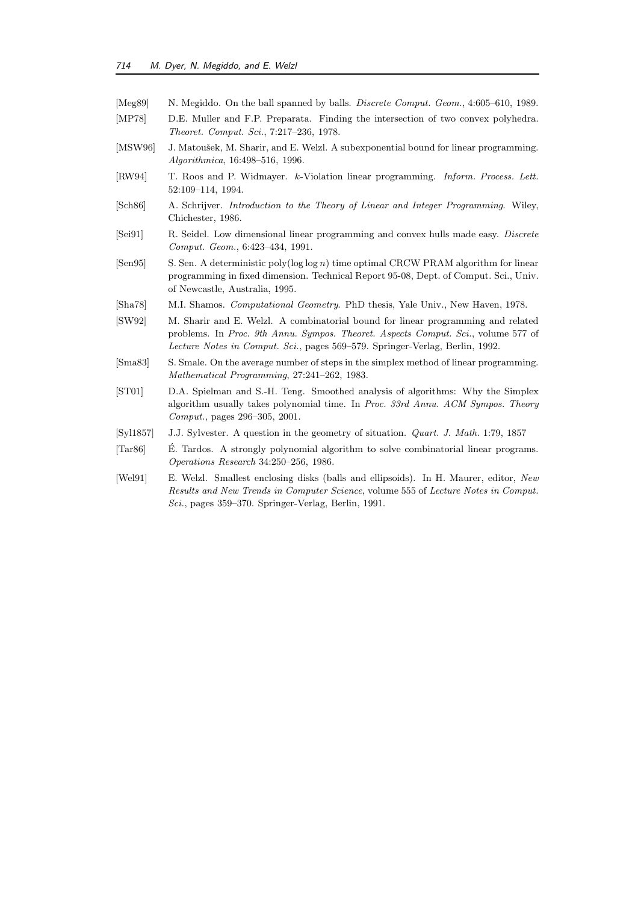[Meg89] N. Megiddo. On the ball spanned by balls. *Discrete Comput. Geom.*, 4:605–610, 1989.

[MP78] D.E. Muller and F.P. Preparata. Finding the intersection of two convex polyhedra. *Theoret. Comput. Sci.*, 7:217–236, 1978.

[MSW96] J. Matoušek, M. Sharir, and E. Welzl. A subexponential bound for linear programming. *Algorithmica*, 16:498–516, 1996.

[RW94] T. Roos and P. Widmayer. $k$-Violation linear programming. *Inform. Process. Lett.* 52:109–114, 1994.

[Sch86] A. Schrijver. *Introduction to the Theory of Linear and Integer Programming*. Wiley, Chichester, 1986.

[Sei91] R. Seidel. Low dimensional linear programming and convex hulls made easy. *Discrete Comput. Geom.*, 6:423–434, 1991.

[Sen95] S. Sen. A deterministic poly($\log \log n$) time optimal CRCW PRAM algorithm for linear programming in fixed dimension. Technical Report 95-08, Dept. of Comput. Sci., Univ. of Newcastle, Australia, 1995.

[Sha78] M.I. Shamos. *Computational Geometry*. PhD thesis, Yale Univ., New Haven, 1978.

[SW92] M. Sharir and E. Welzl. A combinatorial bound for linear programming and related problems. In *Proc. 9th Annu. Sympos. Theoret. Aspects Comput. Sci.*, volume 577 of *Lecture Notes in Comput. Sci.*, pages 569–579. Springer-Verlag, Berlin, 1992.

[Sma83] S. Smale. On the average number of steps in the simplex method of linear programming. *Mathematical Programming*, 27:241–262, 1983.

[ST01] D.A. Spielman and S.-H. Teng. Smoothed analysis of algorithms: Why the Simplex algorithm usually takes polynomial time. In *Proc. 33rd Annu. ACM Sympos. Theory Comput.*, pages 296–305, 2001.

[Syl1857] J.J. Sylvester. A question in the geometry of situation. *Quart. J. Math.* 1:79, 1857

[Tar86] É. Tardos. A strongly polynomial algorithm to solve combinatorial linear programs. *Operations Research* 34:250–256, 1986.

[Wel91] E. Welzl. Smallest enclosing disks (balls and ellipsoids). In H. Maurer, editor, *New Results and New Trends in Computer Science*, volume 555 of *Lecture Notes in Comput. Sci.*, pages 359–370. Springer-Verlag, Berlin, 1991.